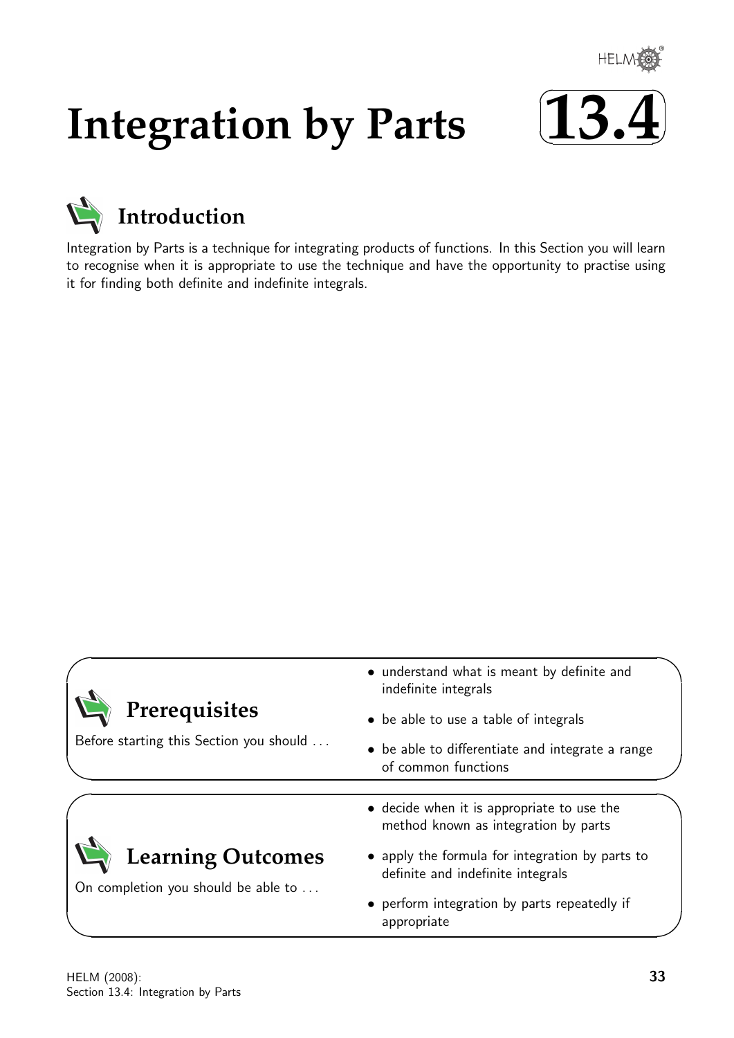# Integration by Parts 13.4

## Introduction

Integration by Parts is a technique for integrating products of functions. In this Section you will learn to recognise when it is appropriate to use the technique and have the opportunity to practise using it for finding both definite and indefinite integrals.

## Prerequisites

Before starting this Section you should ...

- understand what is meant by definite and indefinite integrals
- be able to use a table of integrals
- be able to differentiate and integrate a range of common functions

## Learning Outcomes

On completion you should be able to ...

- decide when it is appropriate to use the method known as integration by parts
- apply the formula for integration by parts to definite and indefinite integrals
- perform integration by parts repeatedly if appropriate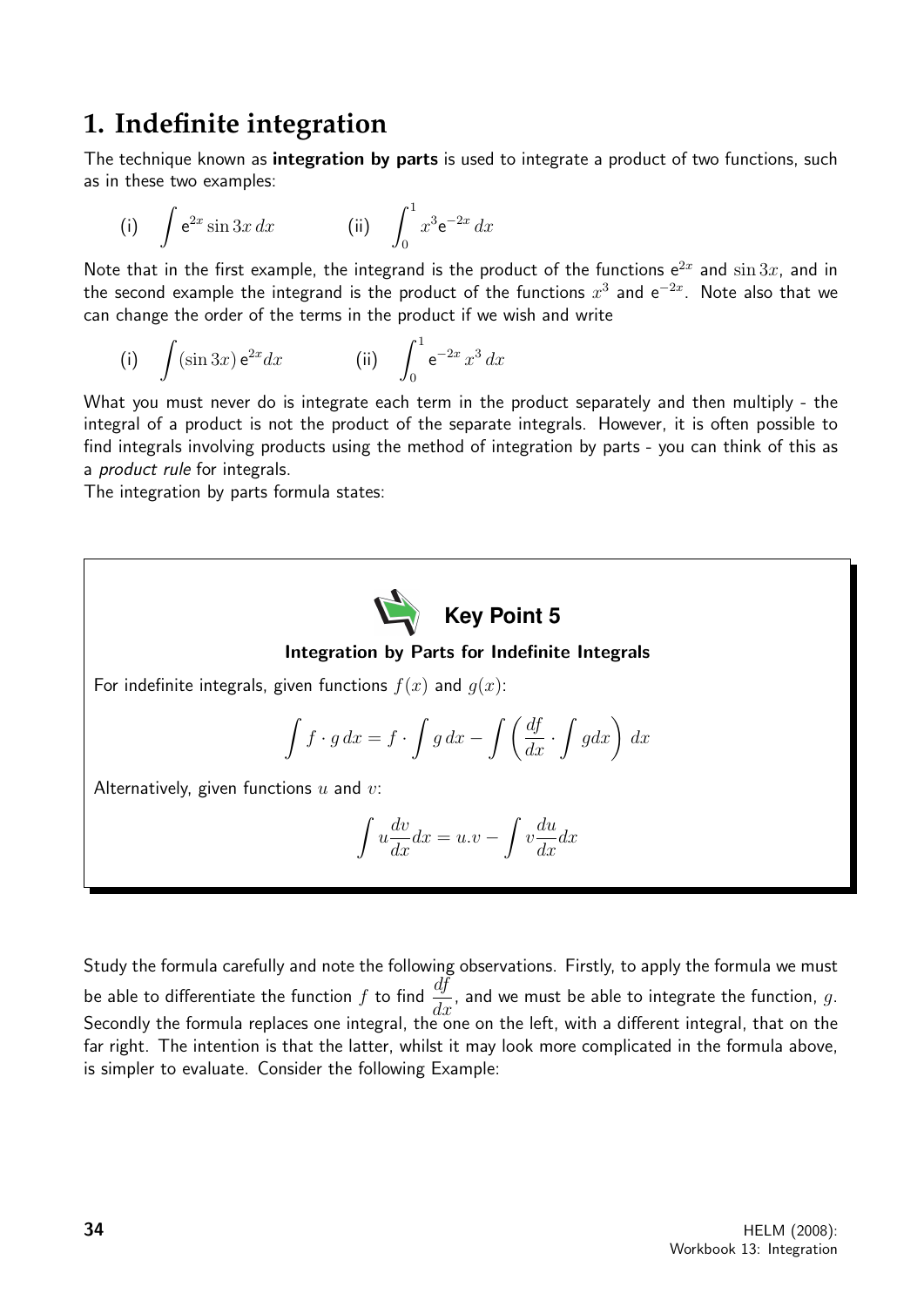# 1. Indefinite integration

The technique known as **integration by parts** is used to integrate a product of two functions, such as in these two examples:

(i) $\displaystyle\int \mathsf{e}^{2x}\sin 3x\,dx$ (ii) $\displaystyle\int_0^1 x^3\mathsf{e}^{-2x}\,dx$

Note that in the first example, the integrand is the product of the functions $\mathsf{e}^{2x}$ and $\sin 3x$, and in the second example the integrand is the product of the functions $x^3$ and $\mathsf{e}^{-2x}$. Note also that we can change the order of the terms in the product if we wish and write

(i) $\displaystyle\int (\sin 3x)\,\mathsf{e}^{2x}dx$ (ii) $\displaystyle\int_0^1 \mathsf{e}^{-2x}\,x^3\,dx$

What you must never do is integrate each term in the product separately and then multiply - the integral of a product is not the product of the separate integrals. However, it is often possible to find integrals involving products using the method of integration by parts - you can think of this as a *product rule* for integrals.

The integration by parts formula states:

**Key Point 5**

**Integration by Parts for Indefinite Integrals**

For indefinite integrals, given functions $f(x)$ and $g(x)$:

$$\int f\cdot g\,dx = f\cdot\int g\,dx - \int\left(\frac{df}{dx}\cdot\int g dx\right)\,dx$$

Alternatively, given functions $u$ and $v$:

$$\int u\frac{dv}{dx}dx = u.v - \int v\frac{du}{dx}dx$$

Study the formula carefully and note the following observations. Firstly, to apply the formula we must be able to differentiate the function $f$ to find $\dfrac{df}{dx}$, and we must be able to integrate the function, $g$. Secondly the formula replaces one integral, the one on the left, with a different integral, that on the far right. The intention is that the latter, whilst it may look more complicated in the formula above, is simpler to evaluate. Consider the following Example: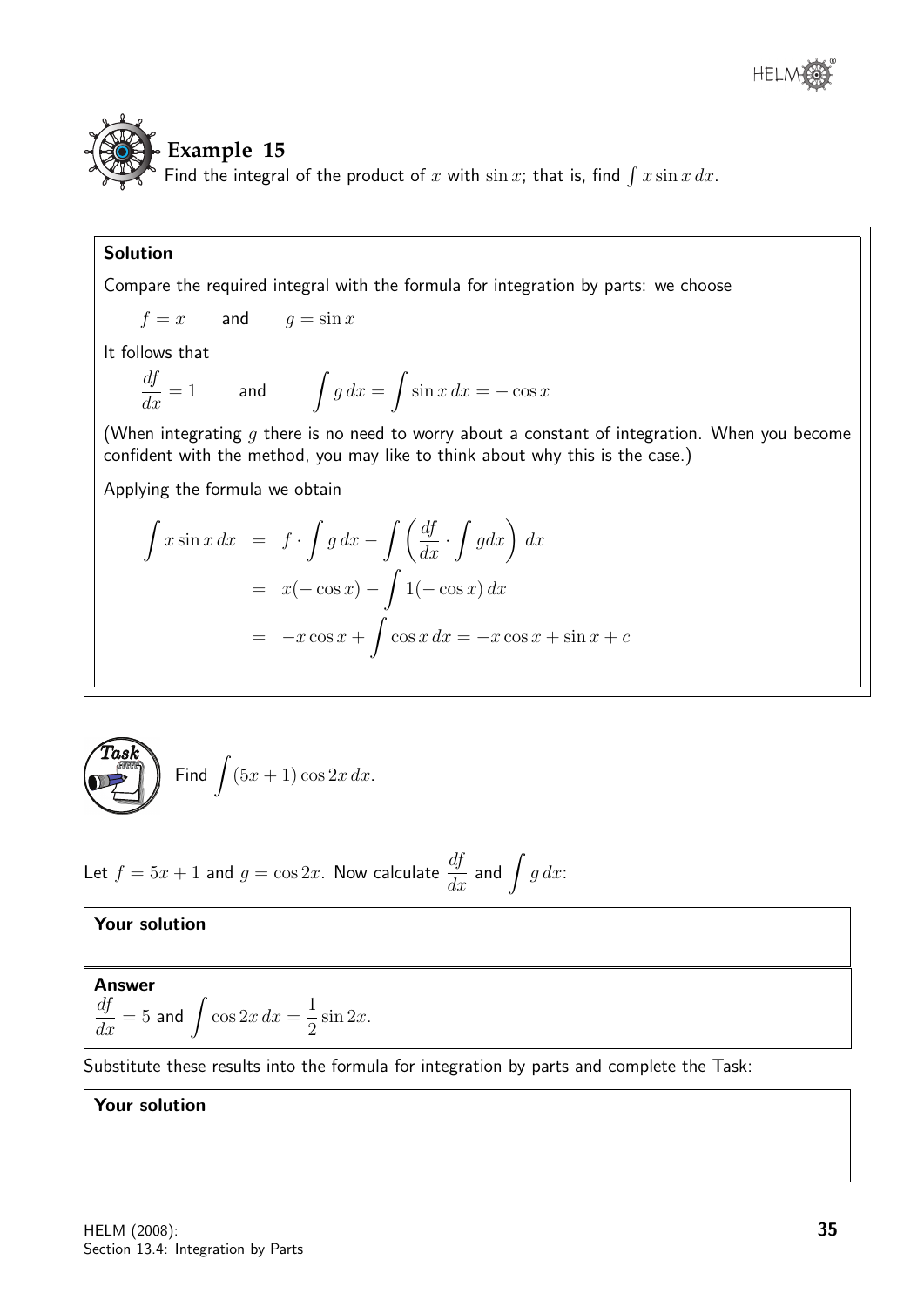## Example 15

Find the integral of the product of $x$ with $\sin x$; that is, find $\int x \sin x\, dx$.

**Solution**

Compare the required integral with the formula for integration by parts: we choose

$$f = x \qquad \text{and} \qquad g = \sin x$$

It follows that

$$\frac{df}{dx} = 1 \qquad \text{and} \qquad \int g\, dx = \int \sin x\, dx = -\cos x$$

(When integrating $g$ there is no need to worry about a constant of integration. When you become confident with the method, you may like to think about why this is the case.)

Applying the formula we obtain

$$\begin{aligned}
\int x \sin x\, dx &= f \cdot \int g\, dx - \int \left( \frac{df}{dx} \cdot \int g dx \right) dx \\
&= x(-\cos x) - \int 1(-\cos x)\, dx \\
&= -x \cos x + \int \cos x\, dx = -x \cos x + \sin x + c
\end{aligned}$$

**Task**

Find $\displaystyle\int (5x + 1) \cos 2x\, dx$.

Let $f = 5x + 1$ and $g = \cos 2x$. Now calculate $\dfrac{df}{dx}$ and $\displaystyle\int g\, dx$:

**Your solution**

**Answer**

$\dfrac{df}{dx} = 5$ and $\displaystyle\int \cos 2x\, dx = \frac{1}{2} \sin 2x$.

Substitute these results into the formula for integration by parts and complete the Task:

**Your solution**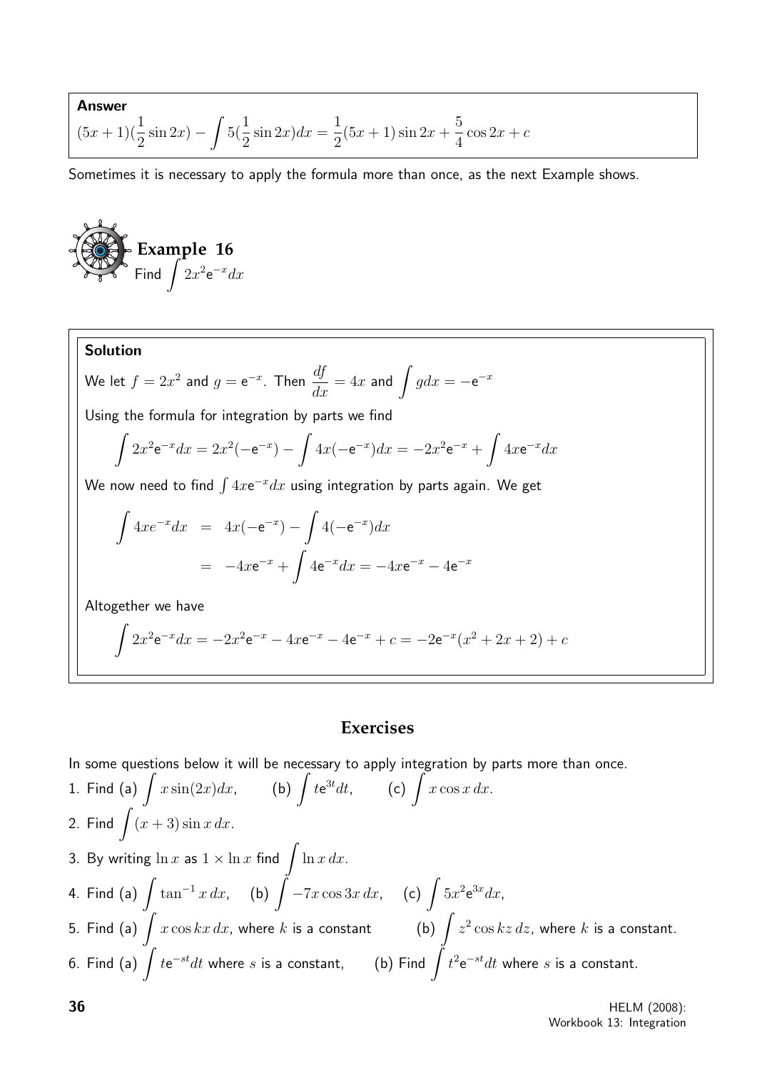**Answer**

$$(5x+1)(\frac{1}{2}\sin 2x) - \int 5(\frac{1}{2}\sin 2x)dx = \frac{1}{2}(5x+1)\sin 2x + \frac{5}{4}\cos 2x + c$$

Sometimes it is necessary to apply the formula more than once, as the next Example shows.

**Example 16**

Find $\int 2x^2 e^{-x} dx$

**Solution**

We let $f = 2x^2$ and $g = e^{-x}$. Then $\frac{df}{dx} = 4x$ and $\int g dx = -e^{-x}$

Using the formula for integration by parts we find

$$\int 2x^2 e^{-x} dx = 2x^2(-e^{-x}) - \int 4x(-e^{-x})dx = -2x^2 e^{-x} + \int 4x e^{-x} dx$$

We now need to find $\int 4xe^{-x}dx$ using integration by parts again. We get

$$\begin{aligned} \int 4xe^{-x}dx &= 4x(-e^{-x}) - \int 4(-e^{-x})dx \\ &= -4xe^{-x} + \int 4e^{-x}dx = -4xe^{-x} - 4e^{-x} \end{aligned}$$

Altogether we have

$$\int 2x^2 e^{-x} dx = -2x^2 e^{-x} - 4xe^{-x} - 4e^{-x} + c = -2e^{-x}(x^2 + 2x + 2) + c$$

## Exercises

In some questions below it will be necessary to apply integration by parts more than once.

1. Find (a) $\int x\sin(2x)dx$, (b) $\int te^{3t}dt$, (c) $\int x\cos x\, dx$.
2. Find $\int (x+3)\sin x\, dx$.
3. By writing $\ln x$ as $1 \times \ln x$ find $\int \ln x\, dx$.
4. Find (a) $\int \tan^{-1} x\, dx$, (b) $\int -7x\cos 3x\, dx$, (c) $\int 5x^2 e^{3x} dx$,
5. Find (a) $\int x\cos kx\, dx$, where $k$ is a constant (b) $\int z^2 \cos kz\, dz$, where $k$ is a constant.
6. Find (a) $\int te^{-st}dt$ where $s$ is a constant, (b) Find $\int t^2 e^{-st}dt$ where $s$ is a constant.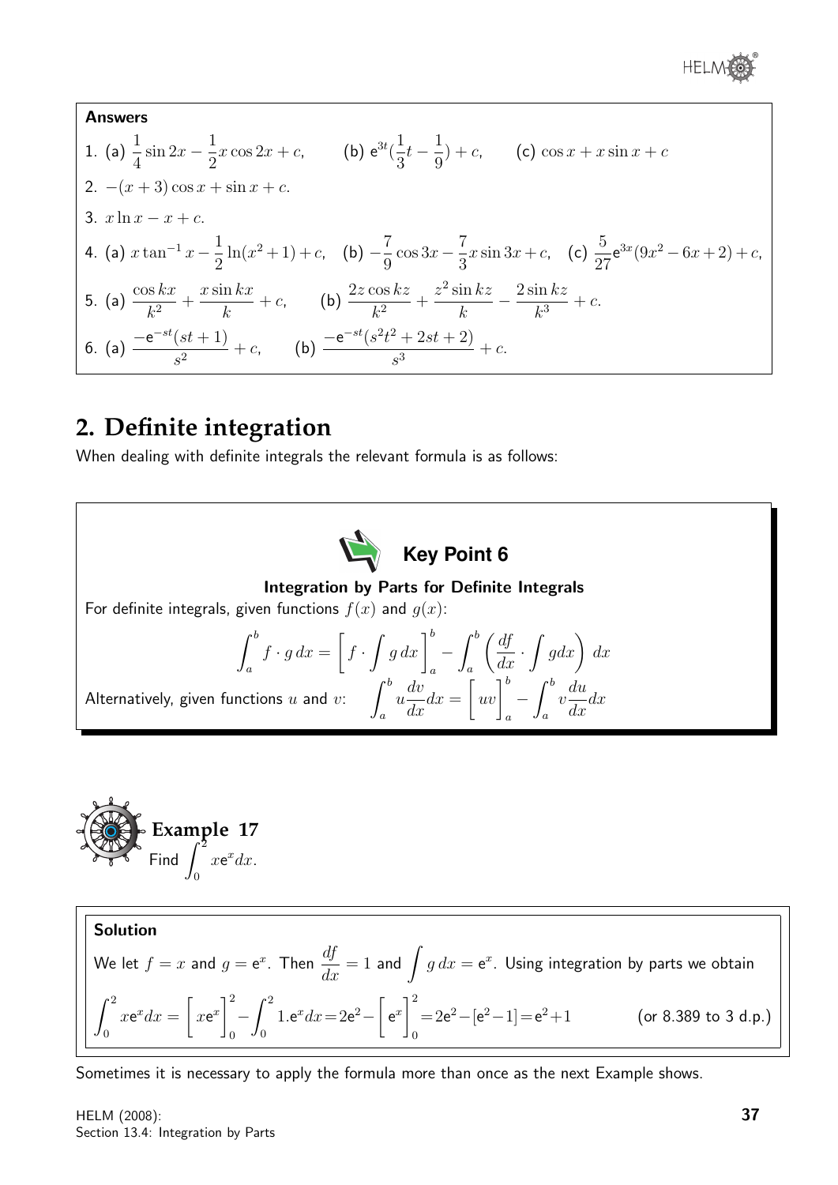**Answers**

1. (a) $\frac{1}{4}\sin 2x - \frac{1}{2}x\cos 2x + c$, (b) $e^{3t}(\frac{1}{3}t - \frac{1}{9}) + c$, (c) $\cos x + x\sin x + c$

2. $-(x+3)\cos x + \sin x + c$.

3. $x\ln x - x + c$.

4. (a) $x\tan^{-1}x - \frac{1}{2}\ln(x^2+1) + c$, (b) $-\frac{7}{9}\cos 3x - \frac{7}{3}x\sin 3x + c$, (c) $\frac{5}{27}e^{3x}(9x^2 - 6x + 2) + c$,

5. (a) $\frac{\cos kx}{k^2} + \frac{x\sin kx}{k} + c$, (b) $\frac{2z\cos kz}{k^2} + \frac{z^2\sin kz}{k} - \frac{2\sin kz}{k^3} + c$.

6. (a) $\frac{-e^{-st}(st+1)}{s^2} + c$, (b) $\frac{-e^{-st}(s^2t^2 + 2st + 2)}{s^3} + c$.

## 2. Definite integration

When dealing with definite integrals the relevant formula is as follows:

**Key Point 6**

**Integration by Parts for Definite Integrals**

For definite integrals, given functions $f(x)$ and $g(x)$:

$$\int_a^b f \cdot g\,dx = \left[f \cdot \int g\,dx\right]_a^b - \int_a^b \left(\frac{df}{dx} \cdot \int g dx\right)\,dx$$

Alternatively, given functions $u$ and $v$: $\displaystyle\int_a^b u\frac{dv}{dx}dx = \Big[uv\Big]_a^b - \int_a^b v\frac{du}{dx}dx$

**Example 17**

Find $\displaystyle\int_0^2 xe^x dx$.

**Solution**

We let $f = x$ and $g = e^x$. Then $\frac{df}{dx} = 1$ and $\int g\,dx = e^x$. Using integration by parts we obtain

$$\int_0^2 xe^x dx = \Big[xe^x\Big]_0^2 - \int_0^2 1.e^x dx = 2e^2 - \Big[e^x\Big]_0^2 = 2e^2 - [e^2 - 1] = e^2 + 1 \qquad \text{(or 8.389 to 3 d.p.)}$$

Sometimes it is necessary to apply the formula more than once as the next Example shows.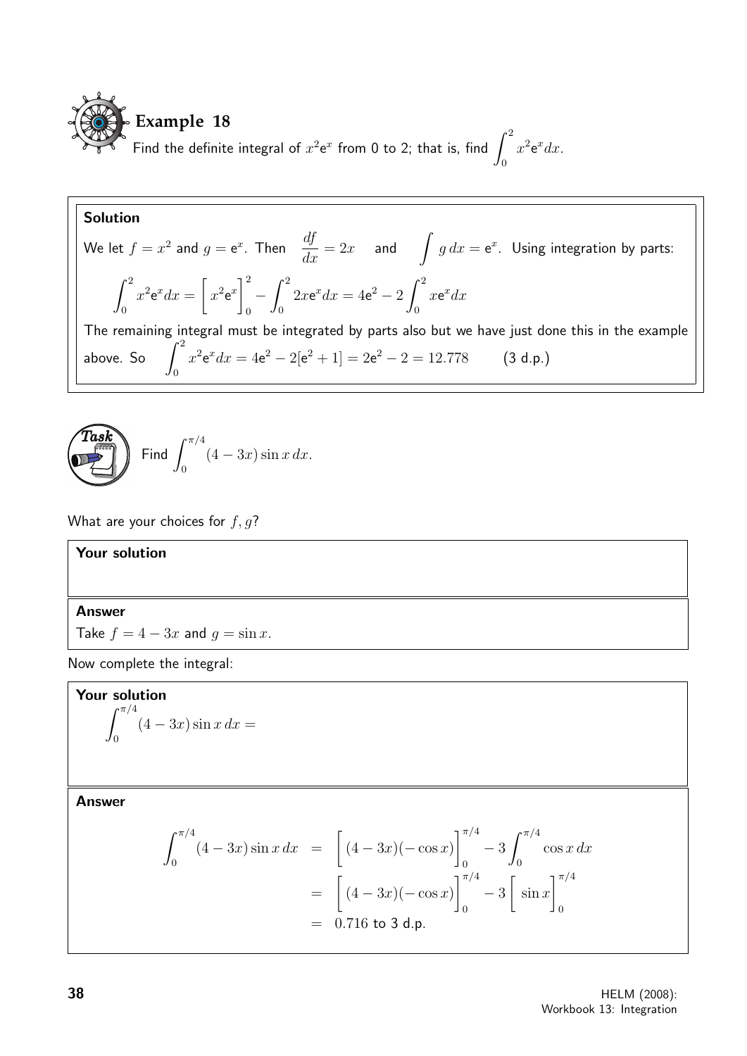## Example 18

Find the definite integral of $x^2\mathrm{e}^x$ from 0 to 2; that is, find $\displaystyle\int_0^2 x^2\mathrm{e}^x dx$.

**Solution**

We let $f = x^2$ and $g = \mathrm{e}^x$. Then $\dfrac{df}{dx} = 2x$ and $\displaystyle\int g\,dx = \mathrm{e}^x$. Using integration by parts:

$$\int_0^2 x^2\mathrm{e}^x dx = \left[ x^2\mathrm{e}^x \right]_0^2 - \int_0^2 2x\mathrm{e}^x dx = 4\mathrm{e}^2 - 2\int_0^2 x\mathrm{e}^x dx$$

The remaining integral must be integrated by parts also but we have just done this in the example above. So $\displaystyle\int_0^2 x^2\mathrm{e}^x dx = 4\mathrm{e}^2 - 2[\mathrm{e}^2+1] = 2\mathrm{e}^2 - 2 = 12.778$ (3 d.p.)

## Task

Find $\displaystyle\int_0^{\pi/4} (4-3x)\sin x\,dx$.

What are your choices for $f, g$?

**Your solution**

**Answer**

Take $f = 4-3x$ and $g = \sin x$.

Now complete the integral:

**Your solution**

$$\int_0^{\pi/4} (4-3x)\sin x\,dx =$$

**Answer**

$$\begin{aligned}
\int_0^{\pi/4} (4-3x)\sin x\,dx &= \left[ (4-3x)(-\cos x) \right]_0^{\pi/4} - 3\int_0^{\pi/4} \cos x\,dx \\
&= \left[ (4-3x)(-\cos x) \right]_0^{\pi/4} - 3\left[ \sin x \right]_0^{\pi/4} \\
&= 0.716 \text{ to 3 d.p.}
\end{aligned}$$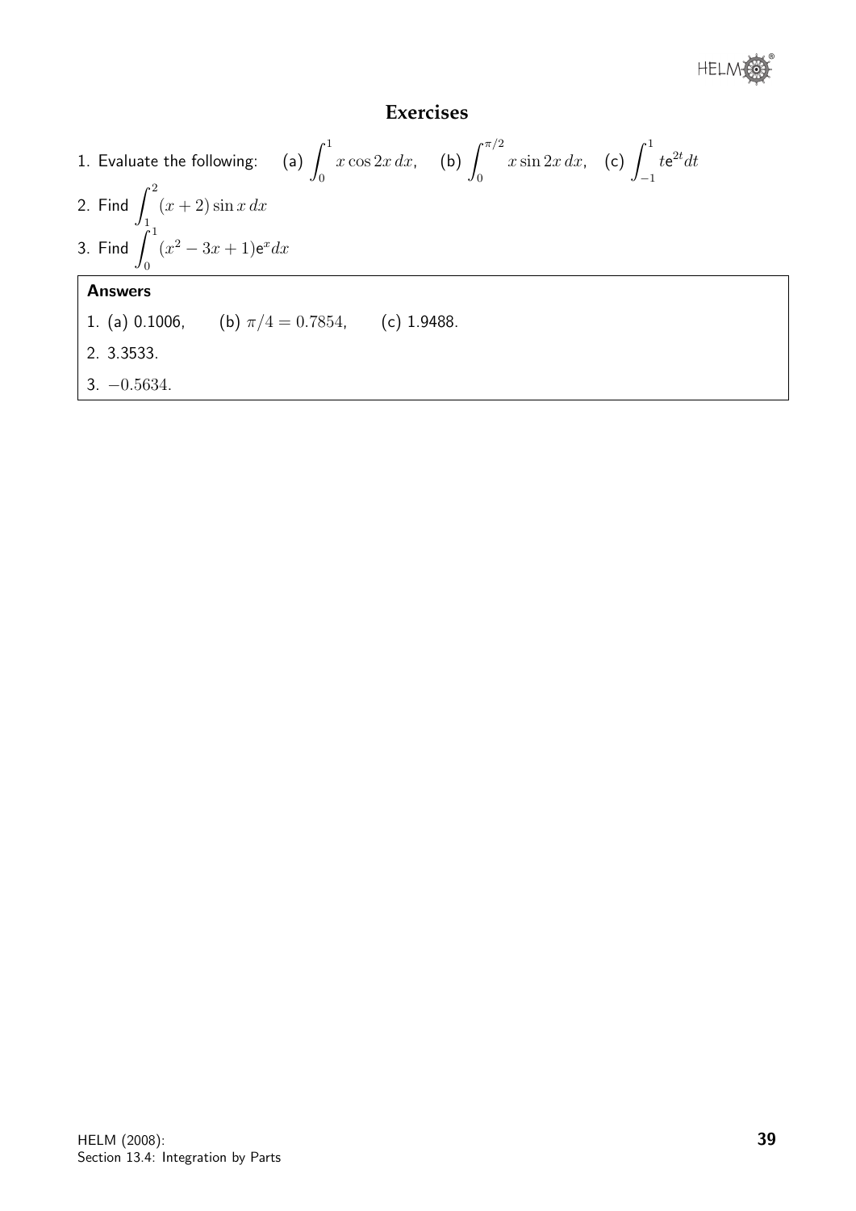## Exercises

1. Evaluate the following: (a) $\displaystyle\int_0^1 x\cos 2x\,dx$, (b) $\displaystyle\int_0^{\pi/2} x\sin 2x\,dx$, (c) $\displaystyle\int_{-1}^1 t\mathrm{e}^{2t}dt$

2. Find $\displaystyle\int_1^2 (x+2)\sin x\,dx$

3. Find $\displaystyle\int_0^1 (x^2-3x+1)\mathrm{e}^x dx$

**Answers**

1. (a) 0.1006, (b) $\pi/4 = 0.7854$, (c) 1.9488.

2. 3.3533.

3. $-0.5634$.